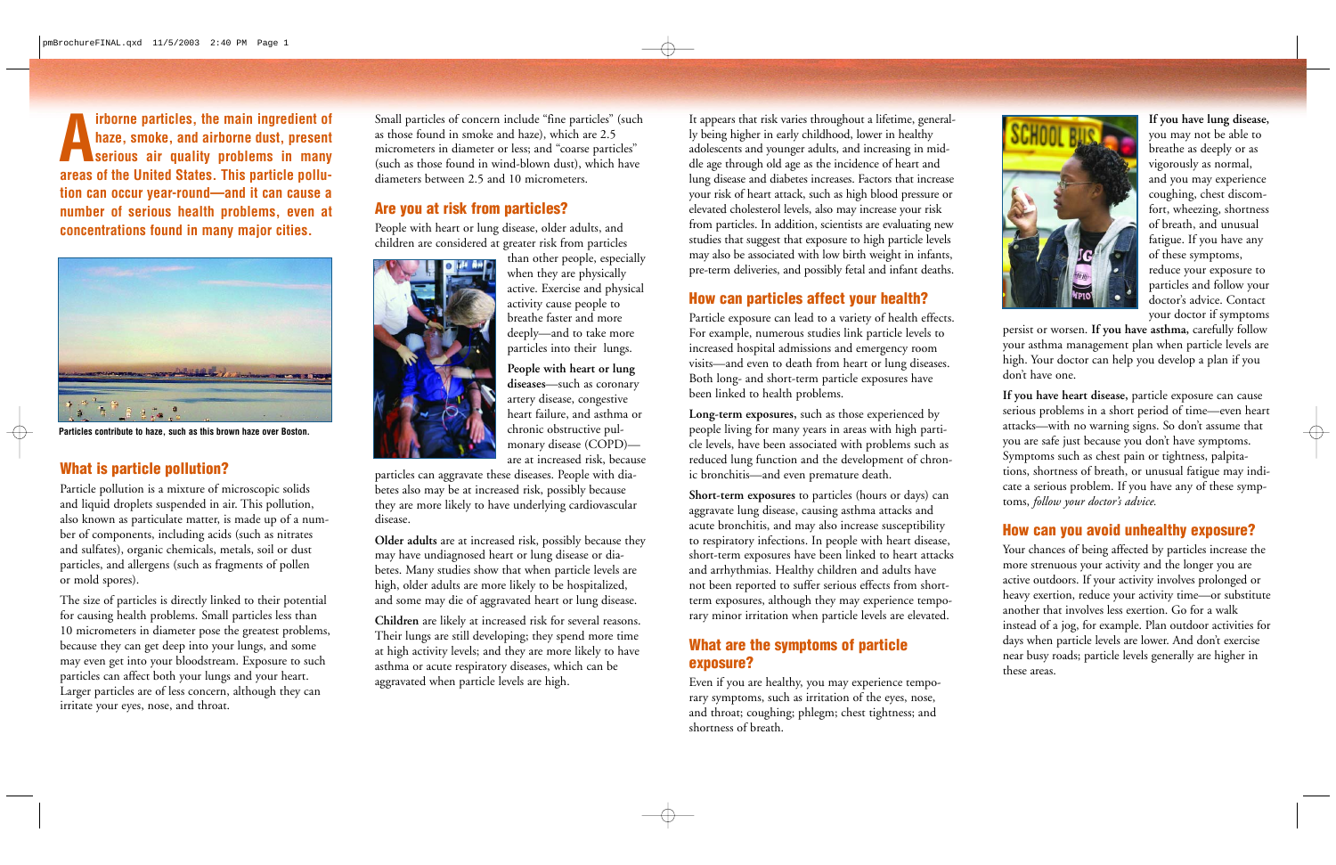**Airborne particles, the main ingredient of haze, smoke, and airborne dust, present serious air quality problems in many areas of the United States. This particle pollution can occur year-round—and it can cause a number of serious health problems, even at concentrations found in many major cities.**

Particles contribute to haze, such as this brown haze over Boston.

## What is particle pollution?

Particle pollution is a mixture of microscopic solids and liquid droplets suspended in air. This pollution, also known as particulate matter, is made up of a number of components, including acids (such as nitrates and sulfates), organic chemicals, metals, soil or dust particles, and allergens (such as fragments of pollen or mold spores).

The size of particles is directly linked to their potential for causing health problems. Small particles less than 10 micrometers in diameter pose the greatest problems, because they can get deep into your lungs, and some may even get into your bloodstream. Exposure to such particles can affect both your lungs and your heart. Larger particles are of less concern, although they can irritate your eyes, nose, and throat.

Small particles of concern include "fine particles" (such as those found in smoke and haze), which are 2.5 micrometers in diameter or less; and "coarse particles" (such as those found in wind-blown dust), which have diameters between 2.5 and 10 micrometers.

## Are you at risk from particles?

People with heart or lung disease, older adults, and children are considered at greater risk from particles than other people, especially when they are physically active. Exercise and physical activity cause people to breathe faster and more deeply—and to take more particles into their lungs.

**People with heart or lung diseases**—such as coronary artery disease, congestive heart failure, and asthma or chronic obstructive pulmonary disease (COPD)—are at increased risk, because particles can aggravate these diseases. People with diabetes also may be at increased risk, possibly because they are more likely to have underlying cardiovascular disease.

**Older adults** are at increased risk, possibly because they may have undiagnosed heart or lung disease or diabetes. Many studies show that when particle levels are high, older adults are more likely to be hospitalized, and some may die of aggravated heart or lung disease.

**Children** are likely at increased risk for several reasons. Their lungs are still developing; they spend more time at high activity levels; and they are more likely to have asthma or acute respiratory diseases, which can be aggravated when particle levels are high.

It appears that risk varies throughout a lifetime, generally being higher in early childhood, lower in healthy adolescents and younger adults, and increasing in middle age through old age as the incidence of heart and lung disease and diabetes increases. Factors that increase your risk of heart attack, such as high blood pressure or elevated cholesterol levels, also may increase your risk from particles. In addition, scientists are evaluating new studies that suggest that exposure to high particle levels may also be associated with low birth weight in infants, pre-term deliveries, and possibly fetal and infant deaths.

## How can particles affect your health?

Particle exposure can lead to a variety of health effects. For example, numerous studies link particle levels to increased hospital admissions and emergency room visits—and even to death from heart or lung diseases. Both long- and short-term particle exposures have been linked to health problems.

**Long-term exposures,** such as those experienced by people living for many years in areas with high particle levels, have been associated with problems such as reduced lung function and the development of chronic bronchitis—and even premature death.

**Short-term exposures** to particles (hours or days) can aggravate lung disease, causing asthma attacks and acute bronchitis, and may also increase susceptibility to respiratory infections. In people with heart disease, short-term exposures have been linked to heart attacks and arrhythmias. Healthy children and adults have not been reported to suffer serious effects from short-term exposures, although they may experience temporary minor irritation when particle levels are elevated.

## What are the symptoms of particle exposure?

Even if you are healthy, you may experience temporary symptoms, such as irritation of the eyes, nose, and throat; coughing; phlegm; chest tightness; and shortness of breath.

**If you have lung disease,** you may not be able to breathe as deeply or as vigorously as normal, and you may experience coughing, chest discomfort, wheezing, shortness of breath, and unusual fatigue. If you have any of these symptoms, reduce your exposure to particles and follow your doctor's advice. Contact your doctor if symptoms persist or worsen. **If you have asthma,** carefully follow your asthma management plan when particle levels are high. Your doctor can help you develop a plan if you don't have one.

**If you have heart disease,** particle exposure can cause serious problems in a short period of time—even heart attacks—with no warning signs. So don't assume that you are safe just because you don't have symptoms. Symptoms such as chest pain or tightness, palpitations, shortness of breath, or unusual fatigue may indicate a serious problem. If you have any of these symptoms, *follow your doctor's advice.*

## How can you avoid unhealthy exposure?

Your chances of being affected by particles increase the more strenuous your activity and the longer you are active outdoors. If your activity involves prolonged or heavy exertion, reduce your activity time—or substitute another that involves less exertion. Go for a walk instead of a jog, for example. Plan outdoor activities for days when particle levels are lower. And don't exercise near busy roads; particle levels generally are higher in these areas.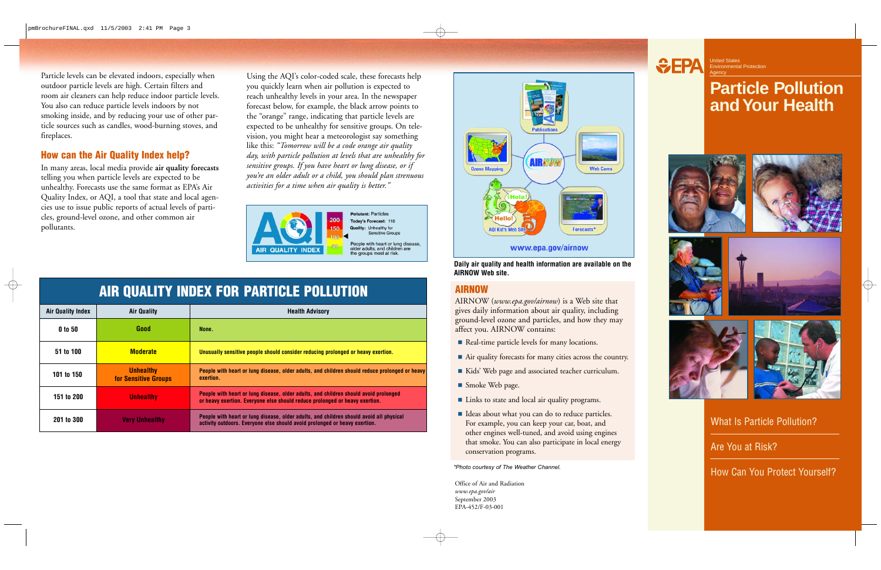Particle levels can be elevated indoors, especially when outdoor particle levels are high. Certain filters and room air cleaners can help reduce indoor particle levels. You also can reduce particle levels indoors by not smoking inside, and by reducing your use of other particle sources such as candles, wood-burning stoves, and fireplaces.

## How can the Air Quality Index help?

In many areas, local media provide **air quality forecasts** telling you when particle levels are expected to be unhealthy. Forecasts use the same format as EPA's Air Quality Index, or AQI, a tool that state and local agencies use to issue public reports of actual levels of particles, ground-level ozone, and other common air pollutants.

Using the AQI's color-coded scale, these forecasts help you quickly learn when air quality is expected to reach unhealthy levels in your area. In the newspaper forecast below, for example, the black arrow points to the "orange" range, indicating that particle levels are expected to be unhealthy for sensitive groups. On television, you might hear a meteorologist say something like this: *"Tomorrow will be a code orange air quality day, with particle pollution at levels that are unhealthy for sensitive groups. If you have heart or lung disease, or if you're an older adult or a child, you should plan strenuous activities for a time when air quality is better."*

AQI AIR QUALITY INDEX
200
150
100
50
Pollutant: Particles
Today's Forecast: 110
Quality: Unhealthy for Sensitive Groups
People with heart or lung disease, older adults, and children are the groups most at risk.

## AIR QUALITY INDEX FOR PARTICLE POLLUTION

| Air Quality Index | Air Quality | Health Advisory |
|---|---|---|
| 0 to 50 | Good | None. |
| 51 to 100 | Moderate | Unusually sensitive people should consider reducing prolonged or heavy exertion. |
| 101 to 150 | Unhealthy for Sensitive Groups | People with heart or lung disease, older adults, and children should reduce prolonged or heavy exertion. |
| 151 to 200 | Unhealthy | People with heart or lung disease, older adults, and children should avoid prolonged or heavy exertion. Everyone else should reduce prolonged or heavy exertion. |
| 201 to 300 | Very Unhealthy | People with heart or lung disease, older adults, and children should avoid all physical activity outdoors. Everyone else should avoid prolonged or heavy exertion. |

Publications
Ozone Mapping
AIRNOW
Web Cams
¡Hola!
Hello!
AQI Kid's Web Site
Forecasts*
www.epa.gov/airnow

**Daily air quality and health information are available on the AIRNOW Web site.**

## AIRNOW

AIRNOW (*www.epa.gov/airnow*) is a Web site that gives daily information about air quality, including ground-level ozone and particles, and how they may affect you. AIRNOW contains:

- Real-time particle levels for many locations.
- Air quality forecasts for many cities across the country.
- Kids' Web page and associated teacher curriculum.
- Smoke Web page.
- Links to state and local air quality programs.
- Ideas about what you can do to reduce particles. For example, you can keep your car, boat, and other engines well-tuned, and avoid using engines that smoke. You can also participate in local energy conservation programs.

*Photo courtesy of The Weather Channel.*

Office of Air and Radiation
*www.epa.gov/air*
September 2003
EPA-452/F-03-001

EPA United States Environmental Protection Agency

# Particle Pollution and Your Health

What Is Particle Pollution?

Are You at Risk?

How Can You Protect Yourself?